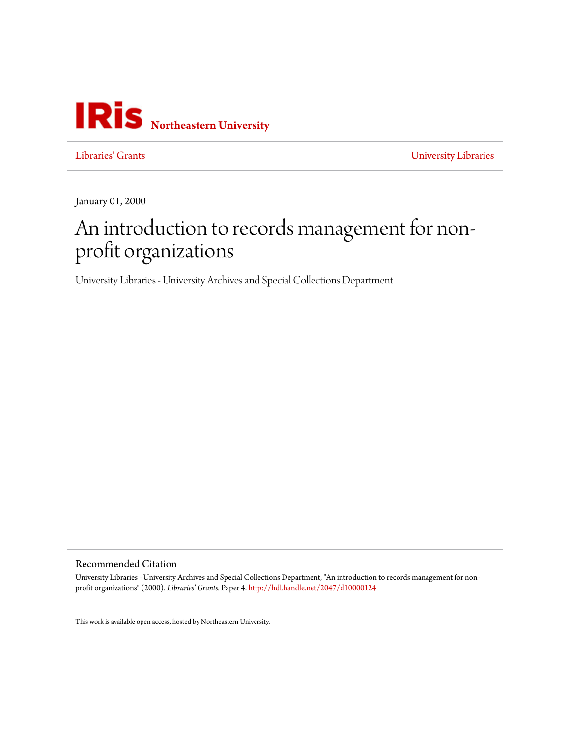IRis Northeastern University

Libraries' Grants | University Libraries

January 01, 2000

# An introduction to records management for non-profit organizations

University Libraries - University Archives and Special Collections Department

## Recommended Citation

University Libraries - University Archives and Special Collections Department, "An introduction to records management for non-profit organizations" (2000). *Libraries' Grants.* Paper 4. http://hdl.handle.net/2047/d10000124

This work is available open access, hosted by Northeastern University.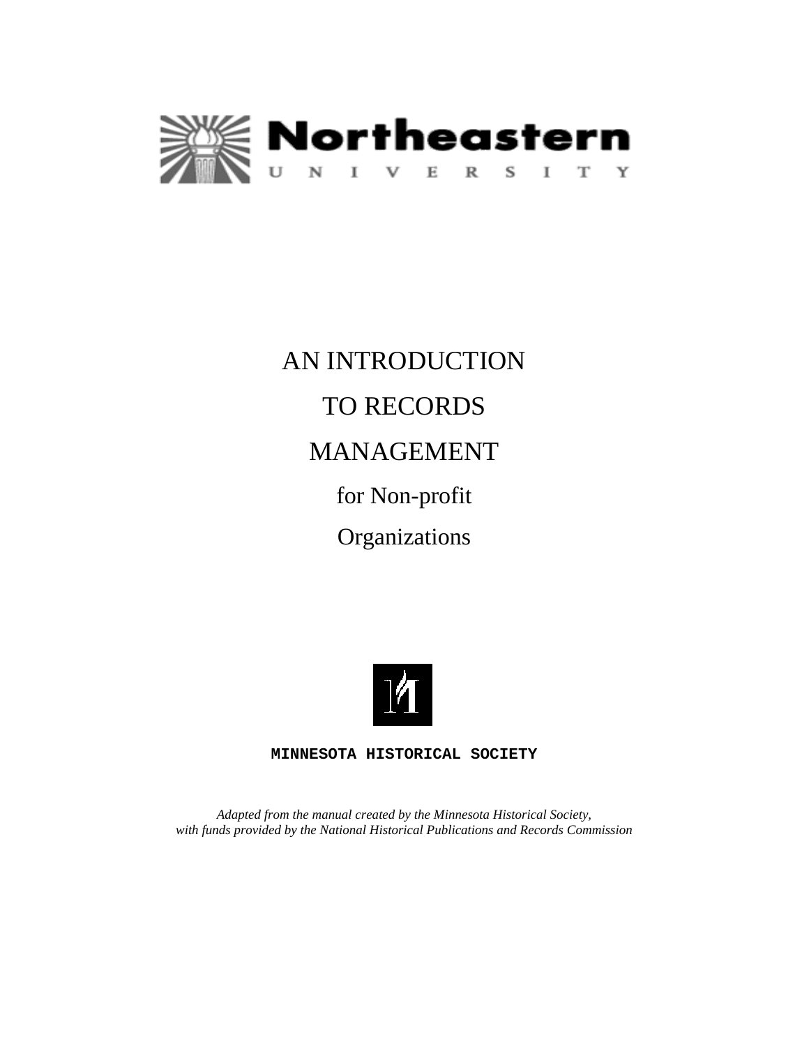Northeastern

UNIVERSITY

# AN INTRODUCTION TO RECORDS MANAGEMENT

## for Non-profit Organizations

**MINNESOTA HISTORICAL SOCIETY**

*Adapted from the manual created by the Minnesota Historical Society, with funds provided by the National Historical Publications and Records Commission*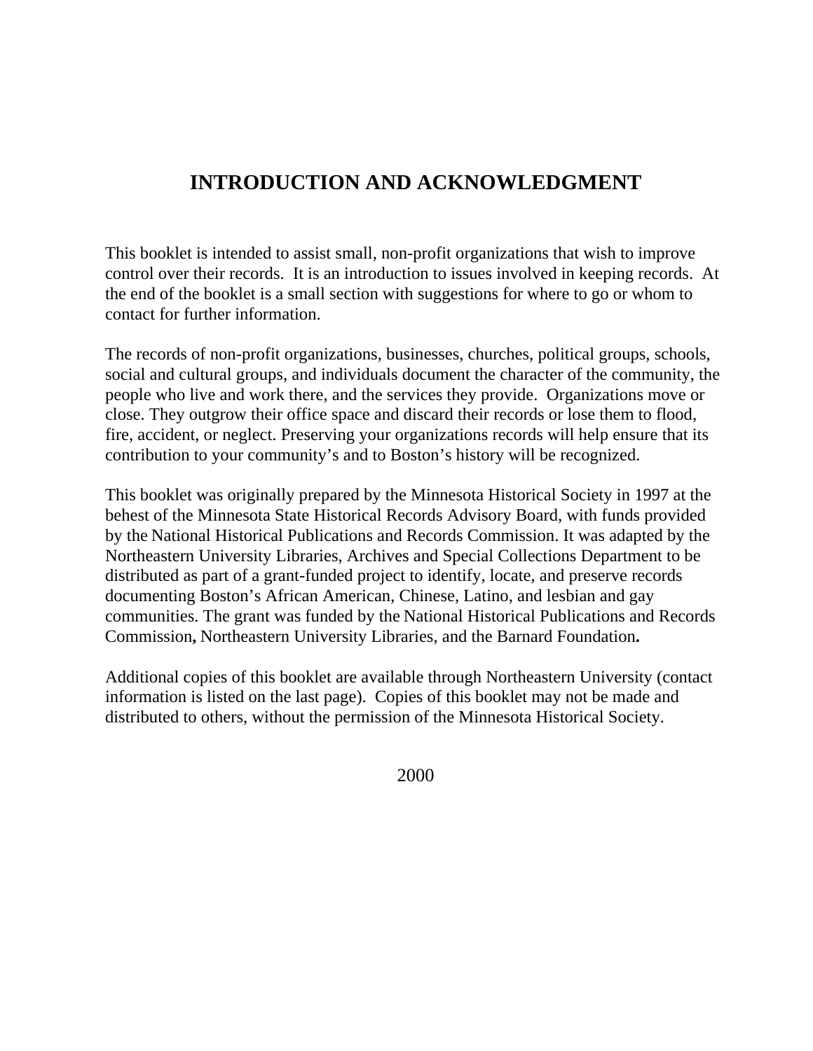# INTRODUCTION AND ACKNOWLEDGMENT

This booklet is intended to assist small, non-profit organizations that wish to improve control over their records. It is an introduction to issues involved in keeping records. At the end of the booklet is a small section with suggestions for where to go or whom to contact for further information.

The records of non-profit organizations, businesses, churches, political groups, schools, social and cultural groups, and individuals document the character of the community, the people who live and work there, and the services they provide. Organizations move or close. They outgrow their office space and discard their records or lose them to flood, fire, accident, or neglect. Preserving your organizations records will help ensure that its contribution to your community's and to Boston's history will be recognized.

This booklet was originally prepared by the Minnesota Historical Society in 1997 at the behest of the Minnesota State Historical Records Advisory Board, with funds provided by the National Historical Publications and Records Commission. It was adapted by the Northeastern University Libraries, Archives and Special Collections Department to be distributed as part of a grant-funded project to identify, locate, and preserve records documenting Boston's African American, Chinese, Latino, and lesbian and gay communities. The grant was funded by the National Historical Publications and Records Commission**,** Northeastern University Libraries, and the Barnard Foundation**.**

Additional copies of this booklet are available through Northeastern University (contact information is listed on the last page). Copies of this booklet may not be made and distributed to others, without the permission of the Minnesota Historical Society.

2000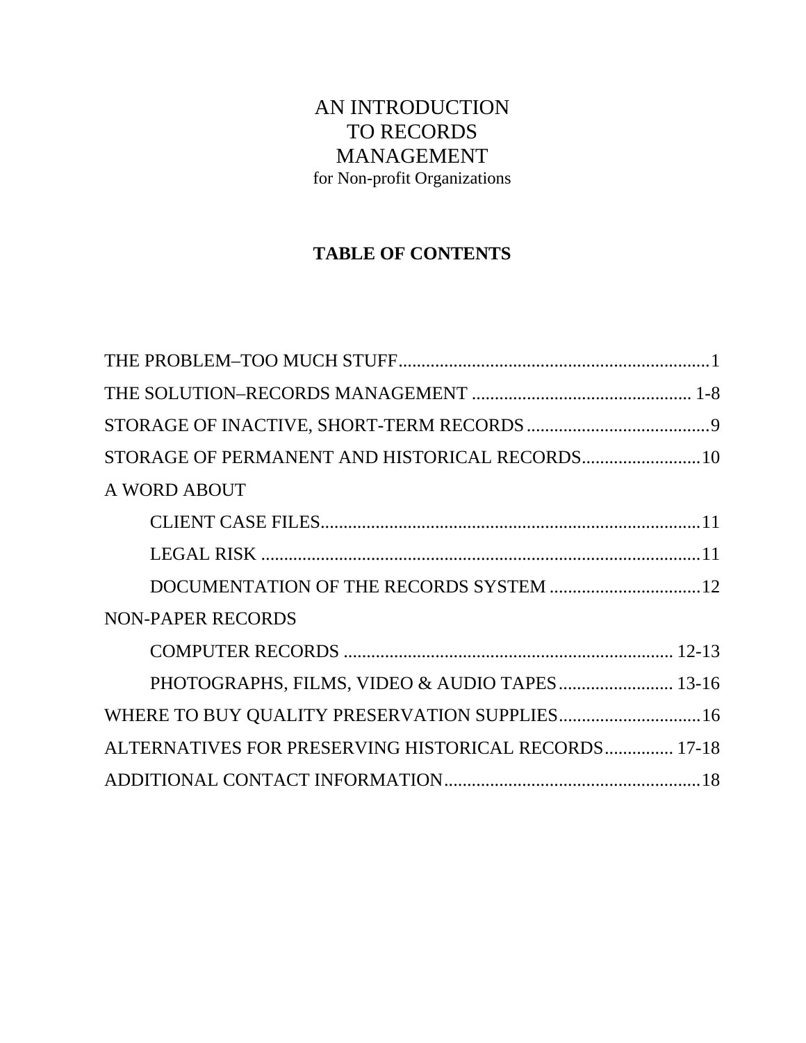# AN INTRODUCTION TO RECORDS MANAGEMENT

for Non-profit Organizations

## TABLE OF CONTENTS

THE PROBLEM–TOO MUCH STUFF....................................................................1

THE SOLUTION–RECORDS MANAGEMENT ................................................ 1-8

STORAGE OF INACTIVE, SHORT-TERM RECORDS........................................9

STORAGE OF PERMANENT AND HISTORICAL RECORDS..........................10

A WORD ABOUT

- CLIENT CASE FILES...................................................................................11
- LEGAL RISK ................................................................................................11
- DOCUMENTATION OF THE RECORDS SYSTEM .................................12

NON-PAPER RECORDS

- COMPUTER RECORDS ....................................................................... 12-13
- PHOTOGRAPHS, FILMS, VIDEO & AUDIO TAPES......................... 13-16

WHERE TO BUY QUALITY PRESERVATION SUPPLIES...............................16

ALTERNATIVES FOR PRESERVING HISTORICAL RECORDS............... 17-18

ADDITIONAL CONTACT INFORMATION........................................................18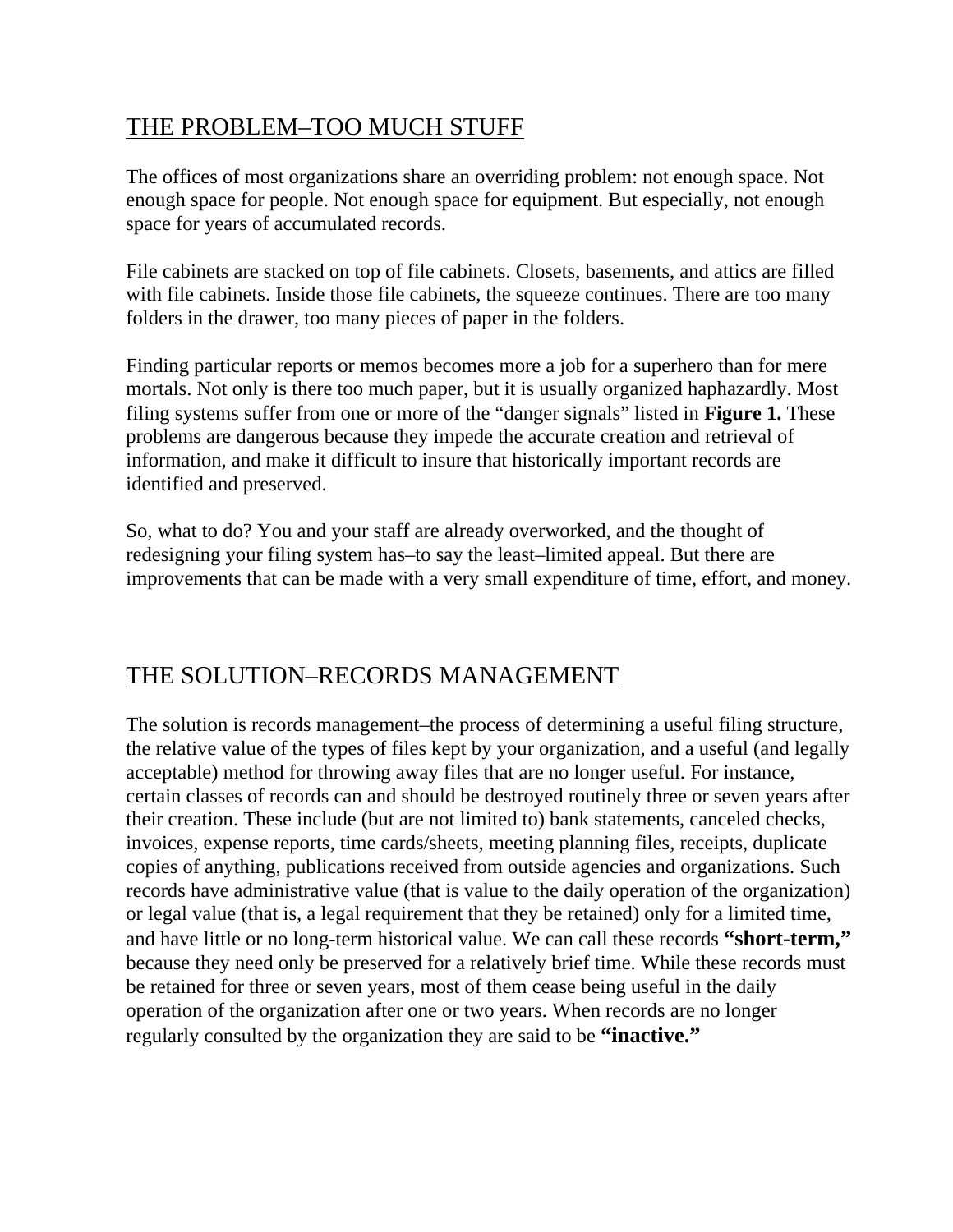## THE PROBLEM–TOO MUCH STUFF

The offices of most organizations share an overriding problem: not enough space. Not enough space for people. Not enough space for equipment. But especially, not enough space for years of accumulated records.

File cabinets are stacked on top of file cabinets. Closets, basements, and attics are filled with file cabinets. Inside those file cabinets, the squeeze continues. There are too many folders in the drawer, too many pieces of paper in the folders.

Finding particular reports or memos becomes more a job for a superhero than for mere mortals. Not only is there too much paper, but it is usually organized haphazardly. Most filing systems suffer from one or more of the "danger signals" listed in **Figure 1.** These problems are dangerous because they impede the accurate creation and retrieval of information, and make it difficult to insure that historically important records are identified and preserved.

So, what to do? You and your staff are already overworked, and the thought of redesigning your filing system has–to say the least–limited appeal. But there are improvements that can be made with a very small expenditure of time, effort, and money.

## THE SOLUTION–RECORDS MANAGEMENT

The solution is records management–the process of determining a useful filing structure, the relative value of the types of files kept by your organization, and a useful (and legally acceptable) method for throwing away files that are no longer useful. For instance, certain classes of records can and should be destroyed routinely three or seven years after their creation. These include (but are not limited to) bank statements, canceled checks, invoices, expense reports, time cards/sheets, meeting planning files, receipts, duplicate copies of anything, publications received from outside agencies and organizations. Such records have administrative value (that is value to the daily operation of the organization) or legal value (that is, a legal requirement that they be retained) only for a limited time, and have little or no long-term historical value. We can call these records **"short-term,"** because they need only be preserved for a relatively brief time. While these records must be retained for three or seven years, most of them cease being useful in the daily operation of the organization after one or two years. When records are no longer regularly consulted by the organization they are said to be **"inactive."**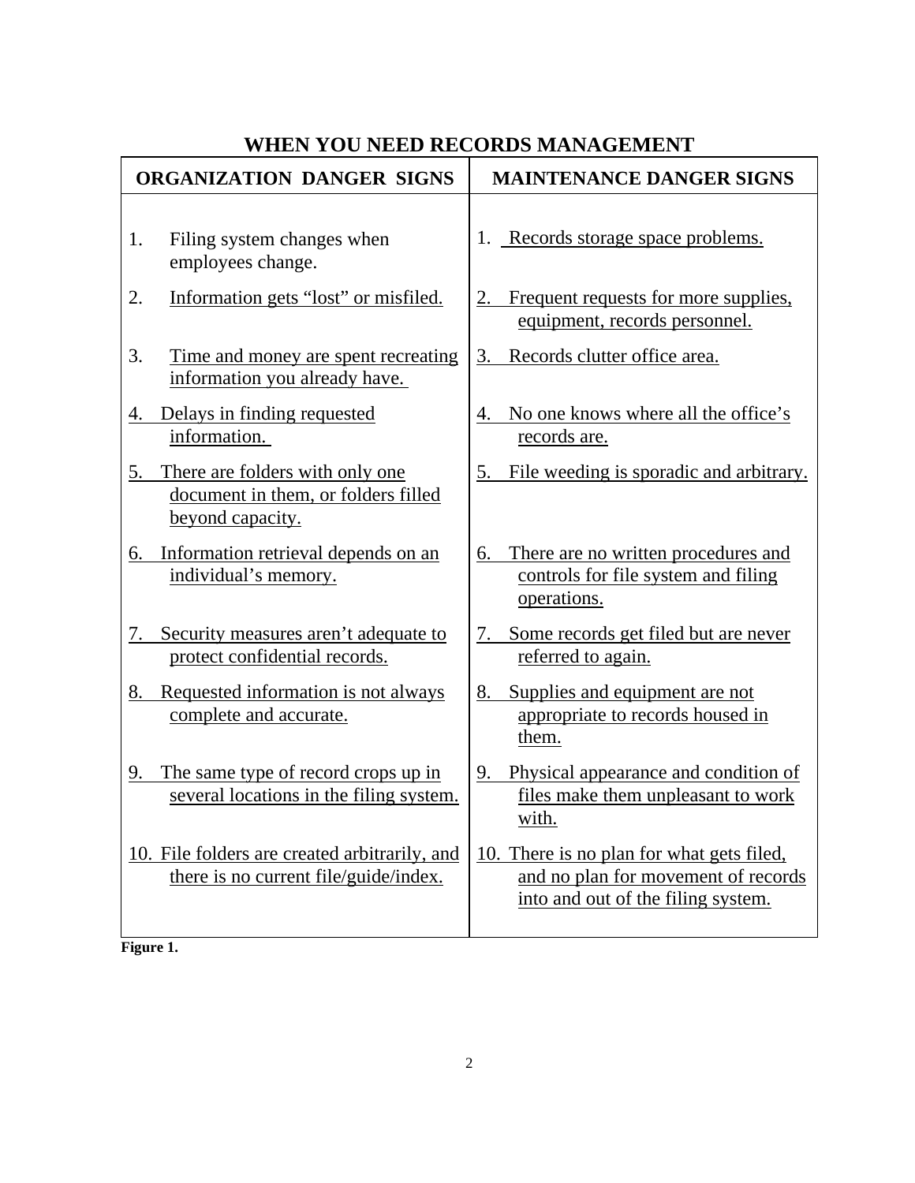# WHEN YOU NEED RECORDS MANAGEMENT

| ORGANIZATION DANGER SIGNS | MAINTENANCE DANGER SIGNS |
|---|---|
| 1. Filing system changes when employees change. | 1. Records storage space problems. |
| 2. Information gets "lost" or misfiled. | 2. Frequent requests for more supplies, equipment, records personnel. |
| 3. Time and money are spent recreating information you already have. | 3. Records clutter office area. |
| 4. Delays in finding requested information. | 4. No one knows where all the office's records are. |
| 5. There are folders with only one document in them, or folders filled beyond capacity. | 5. File weeding is sporadic and arbitrary. |
| 6. Information retrieval depends on an individual's memory. | 6. There are no written procedures and controls for file system and filing operations. |
| 7. Security measures aren't adequate to protect confidential records. | 7. Some records get filed but are never referred to again. |
| 8. Requested information is not always complete and accurate. | 8. Supplies and equipment are not appropriate to records housed in them. |
| 9. The same type of record crops up in several locations in the filing system. | 9. Physical appearance and condition of files make them unpleasant to work with. |
| 10. File folders are created arbitrarily, and there is no current file/guide/index. | 10. There is no plan for what gets filed, and no plan for movement of records into and out of the filing system. |

**Figure 1.**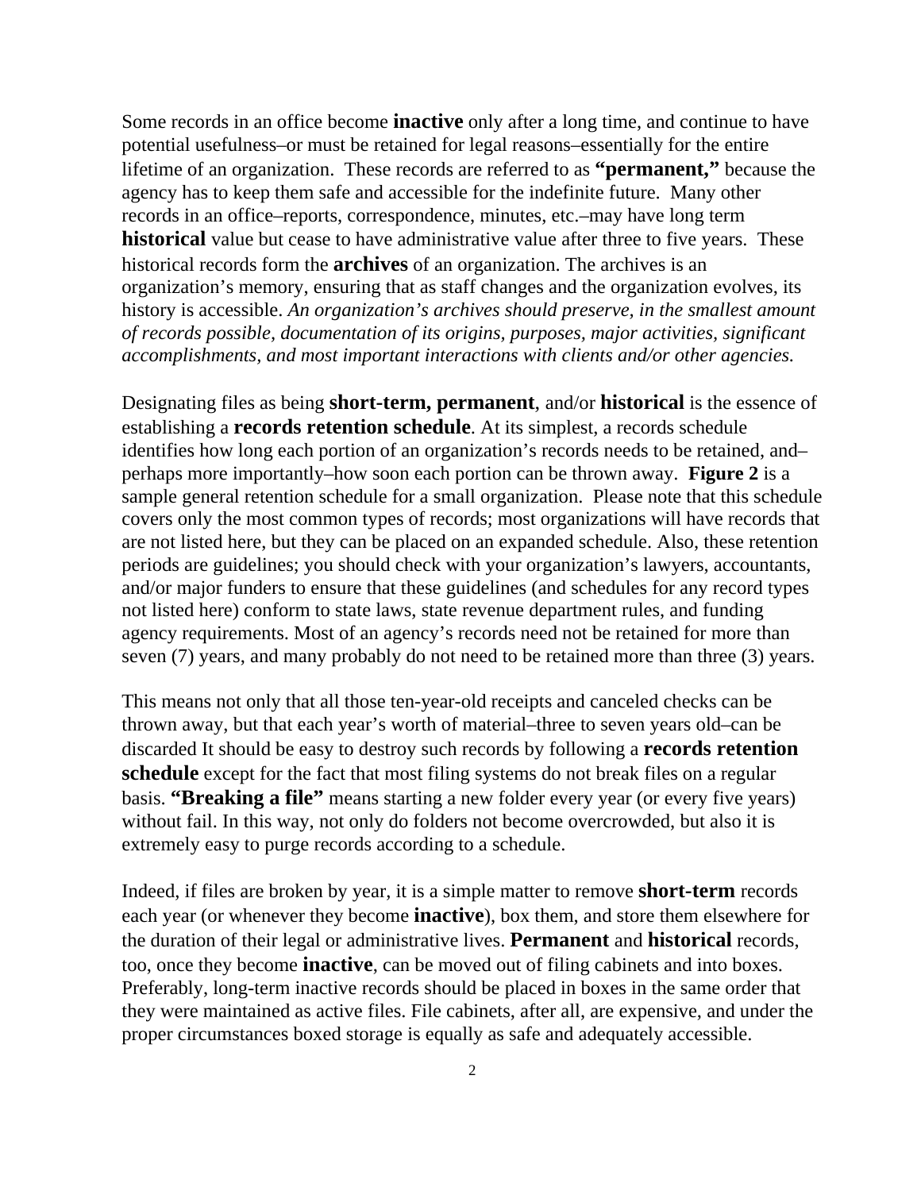Some records in an office become **inactive** only after a long time, and continue to have potential usefulness–or must be retained for legal reasons–essentially for the entire lifetime of an organization. These records are referred to as **"permanent,"** because the agency has to keep them safe and accessible for the indefinite future. Many other records in an office–reports, correspondence, minutes, etc.–may have long term **historical** value but cease to have administrative value after three to five years. These historical records form the **archives** of an organization. The archives is an organization's memory, ensuring that as staff changes and the organization evolves, its history is accessible. *An organization's archives should preserve, in the smallest amount of records possible, documentation of its origins, purposes, major activities, significant accomplishments, and most important interactions with clients and/or other agencies.*

Designating files as being **short-term, permanent**, and/or **historical** is the essence of establishing a **records retention schedule**. At its simplest, a records schedule identifies how long each portion of an organization's records needs to be retained, and–perhaps more importantly–how soon each portion can be thrown away. **Figure 2** is a sample general retention schedule for a small organization. Please note that this schedule covers only the most common types of records; most organizations will have records that are not listed here, but they can be placed on an expanded schedule. Also, these retention periods are guidelines; you should check with your organization's lawyers, accountants, and/or major funders to ensure that these guidelines (and schedules for any record types not listed here) conform to state laws, state revenue department rules, and funding agency requirements. Most of an agency's records need not be retained for more than seven (7) years, and many probably do not need to be retained more than three (3) years.

This means not only that all those ten-year-old receipts and canceled checks can be thrown away, but that each year's worth of material–three to seven years old–can be discarded It should be easy to destroy such records by following a **records retention schedule** except for the fact that most filing systems do not break files on a regular basis. **"Breaking a file"** means starting a new folder every year (or every five years) without fail. In this way, not only do folders not become overcrowded, but also it is extremely easy to purge records according to a schedule.

Indeed, if files are broken by year, it is a simple matter to remove **short-term** records each year (or whenever they become **inactive**), box them, and store them elsewhere for the duration of their legal or administrative lives. **Permanent** and **historical** records, too, once they become **inactive**, can be moved out of filing cabinets and into boxes. Preferably, long-term inactive records should be placed in boxes in the same order that they were maintained as active files. File cabinets, after all, are expensive, and under the proper circumstances boxed storage is equally as safe and adequately accessible.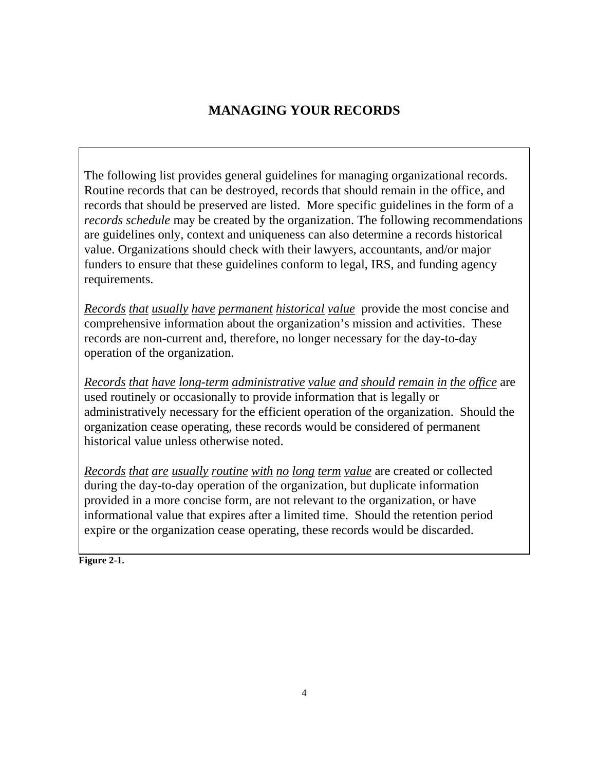# MANAGING YOUR RECORDS

The following list provides general guidelines for managing organizational records. Routine records that can be destroyed, records that should remain in the office, and records that should be preserved are listed. More specific guidelines in the form of a *records schedule* may be created by the organization. The following recommendations are guidelines only, context and uniqueness can also determine a records historical value. Organizations should check with their lawyers, accountants, and/or major funders to ensure that these guidelines conform to legal, IRS, and funding agency requirements.

*Records that usually have permanent historical value* provide the most concise and comprehensive information about the organization's mission and activities. These records are non-current and, therefore, no longer necessary for the day-to-day operation of the organization.

*Records that have long-term administrative value and should remain in the office* are used routinely or occasionally to provide information that is legally or administratively necessary for the efficient operation of the organization. Should the organization cease operating, these records would be considered of permanent historical value unless otherwise noted.

*Records that are usually routine with no long term value* are created or collected during the day-to-day operation of the organization, but duplicate information provided in a more concise form, are not relevant to the organization, or have informational value that expires after a limited time. Should the retention period expire or the organization cease operating, these records would be discarded.

**Figure 2-1.**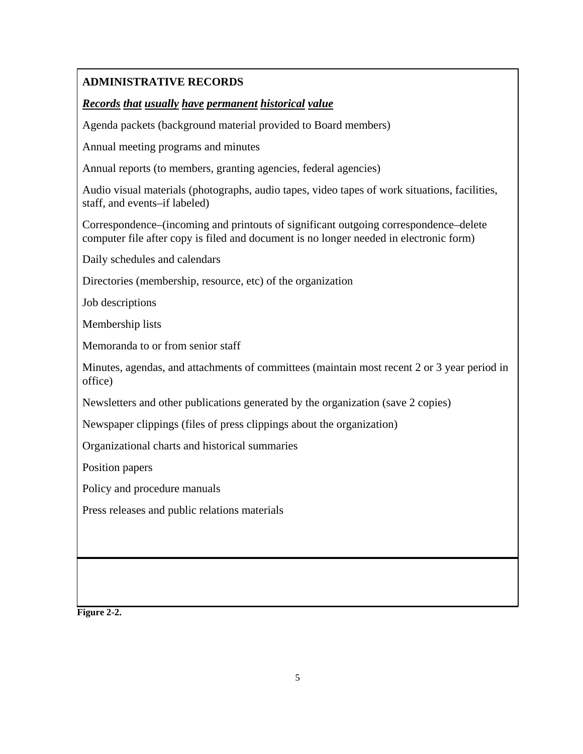**ADMINISTRATIVE RECORDS**

***Records that usually have permanent historical value***

Agenda packets (background material provided to Board members)

Annual meeting programs and minutes

Annual reports (to members, granting agencies, federal agencies)

Audio visual materials (photographs, audio tapes, video tapes of work situations, facilities, staff, and events–if labeled)

Correspondence–(incoming and printouts of significant outgoing correspondence–delete computer file after copy is filed and document is no longer needed in electronic form)

Daily schedules and calendars

Directories (membership, resource, etc) of the organization

Job descriptions

Membership lists

Memoranda to or from senior staff

Minutes, agendas, and attachments of committees (maintain most recent 2 or 3 year period in office)

Newsletters and other publications generated by the organization (save 2 copies)

Newspaper clippings (files of press clippings about the organization)

Organizational charts and historical summaries

Position papers

Policy and procedure manuals

Press releases and public relations materials

**Figure 2-2.**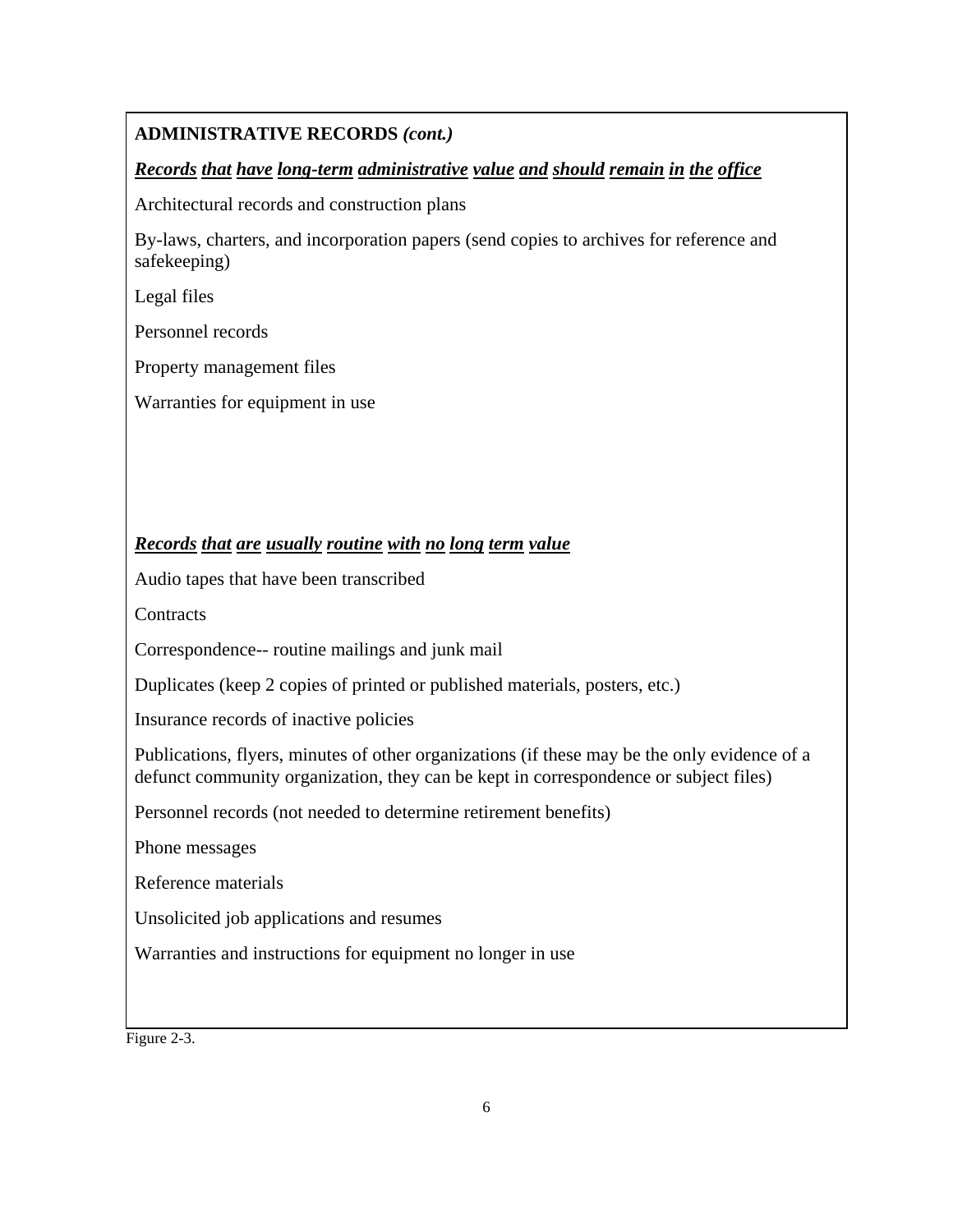**ADMINISTRATIVE RECORDS *(cont.)***

***Records that have long-term administrative value and should remain in the office***

Architectural records and construction plans

By-laws, charters, and incorporation papers (send copies to archives for reference and safekeeping)

Legal files

Personnel records

Property management files

Warranties for equipment in use

***Records that are usually routine with no long term value***

Audio tapes that have been transcribed

Contracts

Correspondence-- routine mailings and junk mail

Duplicates (keep 2 copies of printed or published materials, posters, etc.)

Insurance records of inactive policies

Publications, flyers, minutes of other organizations (if these may be the only evidence of a defunct community organization, they can be kept in correspondence or subject files)

Personnel records (not needed to determine retirement benefits)

Phone messages

Reference materials

Unsolicited job applications and resumes

Warranties and instructions for equipment no longer in use

Figure 2-3.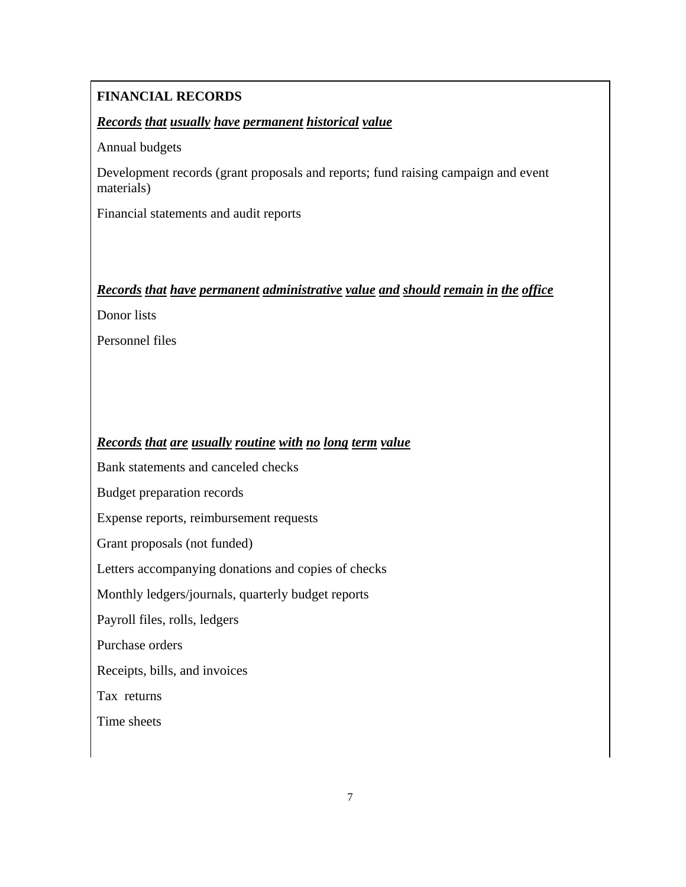## FINANCIAL RECORDS

***Records that usually have permanent historical value***

Annual budgets

Development records (grant proposals and reports; fund raising campaign and event materials)

Financial statements and audit reports

***Records that have permanent administrative value and should remain in the office***

Donor lists

Personnel files

***Records that are usually routine with no long term value***

Bank statements and canceled checks

Budget preparation records

Expense reports, reimbursement requests

Grant proposals (not funded)

Letters accompanying donations and copies of checks

Monthly ledgers/journals, quarterly budget reports

Payroll files, rolls, ledgers

Purchase orders

Receipts, bills, and invoices

Tax returns

Time sheets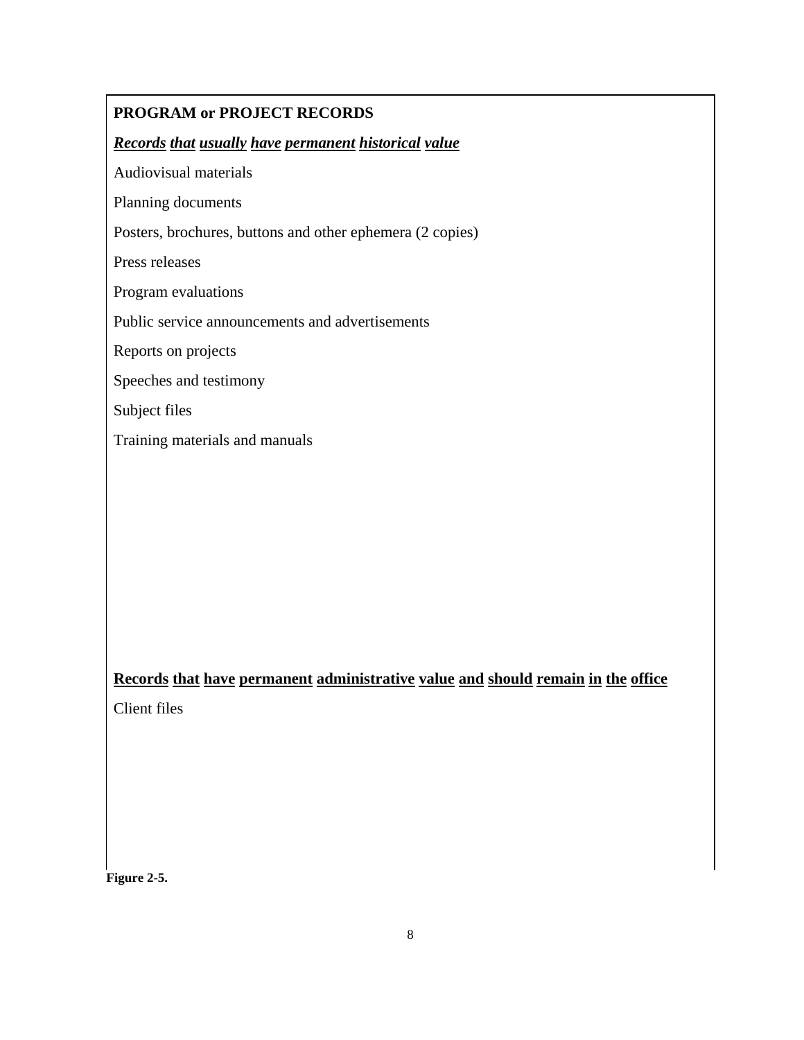**PROGRAM or PROJECT RECORDS**

***Records that usually have permanent historical value***

Audiovisual materials

Planning documents

Posters, brochures, buttons and other ephemera (2 copies)

Press releases

Program evaluations

Public service announcements and advertisements

Reports on projects

Speeches and testimony

Subject files

Training materials and manuals

**Records that have permanent administrative value and should remain in the office**

Client files

**Figure 2-5.**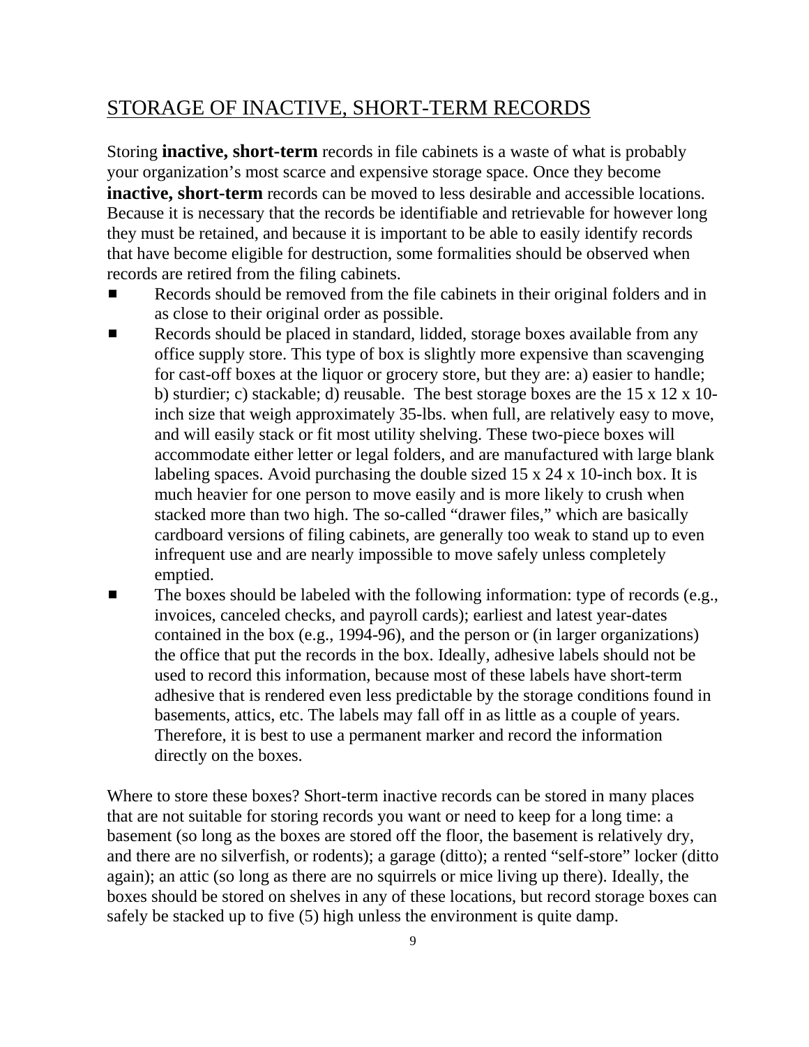## STORAGE OF INACTIVE, SHORT-TERM RECORDS

Storing **inactive, short-term** records in file cabinets is a waste of what is probably your organization's most scarce and expensive storage space. Once they become **inactive, short-term** records can be moved to less desirable and accessible locations. Because it is necessary that the records be identifiable and retrievable for however long they must be retained, and because it is important to be able to easily identify records that have become eligible for destruction, some formalities should be observed when records are retired from the filing cabinets.

- Records should be removed from the file cabinets in their original folders and in as close to their original order as possible.
- Records should be placed in standard, lidded, storage boxes available from any office supply store. This type of box is slightly more expensive than scavenging for cast-off boxes at the liquor or grocery store, but they are: a) easier to handle; b) sturdier; c) stackable; d) reusable. The best storage boxes are the 15 x 12 x 10-inch size that weigh approximately 35-lbs. when full, are relatively easy to move, and will easily stack or fit most utility shelving. These two-piece boxes will accommodate either letter or legal folders, and are manufactured with large blank labeling spaces. Avoid purchasing the double sized 15 x 24 x 10-inch box. It is much heavier for one person to move easily and is more likely to crush when stacked more than two high. The so-called "drawer files," which are basically cardboard versions of filing cabinets, are generally too weak to stand up to even infrequent use and are nearly impossible to move safely unless completely emptied.
- The boxes should be labeled with the following information: type of records (e.g., invoices, canceled checks, and payroll cards); earliest and latest year-dates contained in the box (e.g., 1994-96), and the person or (in larger organizations) the office that put the records in the box. Ideally, adhesive labels should not be used to record this information, because most of these labels have short-term adhesive that is rendered even less predictable by the storage conditions found in basements, attics, etc. The labels may fall off in as little as a couple of years. Therefore, it is best to use a permanent marker and record the information directly on the boxes.

Where to store these boxes? Short-term inactive records can be stored in many places that are not suitable for storing records you want or need to keep for a long time: a basement (so long as the boxes are stored off the floor, the basement is relatively dry, and there are no silverfish, or rodents); a garage (ditto); a rented "self-store" locker (ditto again); an attic (so long as there are no squirrels or mice living up there). Ideally, the boxes should be stored on shelves in any of these locations, but record storage boxes can safely be stacked up to five (5) high unless the environment is quite damp.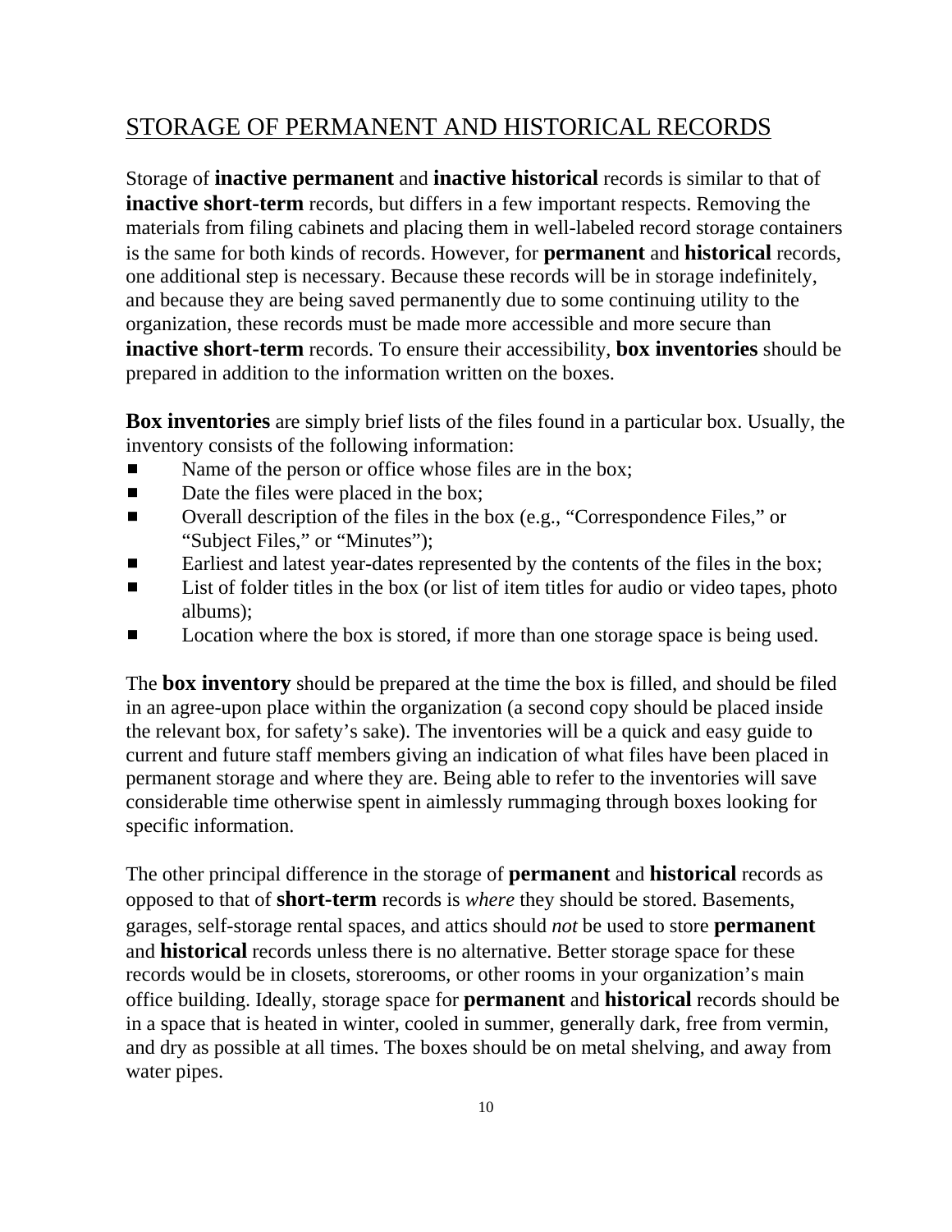## STORAGE OF PERMANENT AND HISTORICAL RECORDS

Storage of **inactive permanent** and **inactive historical** records is similar to that of **inactive short-term** records, but differs in a few important respects. Removing the materials from filing cabinets and placing them in well-labeled record storage containers is the same for both kinds of records. However, for **permanent** and **historical** records, one additional step is necessary. Because these records will be in storage indefinitely, and because they are being saved permanently due to some continuing utility to the organization, these records must be made more accessible and more secure than **inactive short-term** records. To ensure their accessibility, **box inventories** should be prepared in addition to the information written on the boxes.

**Box inventories** are simply brief lists of the files found in a particular box. Usually, the inventory consists of the following information:

- Name of the person or office whose files are in the box;
- Date the files were placed in the box;
- Overall description of the files in the box (e.g., "Correspondence Files," or "Subject Files," or "Minutes");
- Earliest and latest year-dates represented by the contents of the files in the box;
- List of folder titles in the box (or list of item titles for audio or video tapes, photo albums);
- Location where the box is stored, if more than one storage space is being used.

The **box inventory** should be prepared at the time the box is filled, and should be filed in an agree-upon place within the organization (a second copy should be placed inside the relevant box, for safety's sake). The inventories will be a quick and easy guide to current and future staff members giving an indication of what files have been placed in permanent storage and where they are. Being able to refer to the inventories will save considerable time otherwise spent in aimlessly rummaging through boxes looking for specific information.

The other principal difference in the storage of **permanent** and **historical** records as opposed to that of **short-term** records is *where* they should be stored. Basements, garages, self-storage rental spaces, and attics should *not* be used to store **permanent** and **historical** records unless there is no alternative. Better storage space for these records would be in closets, storerooms, or other rooms in your organization's main office building. Ideally, storage space for **permanent** and **historical** records should be in a space that is heated in winter, cooled in summer, generally dark, free from vermin, and dry as possible at all times. The boxes should be on metal shelving, and away from water pipes.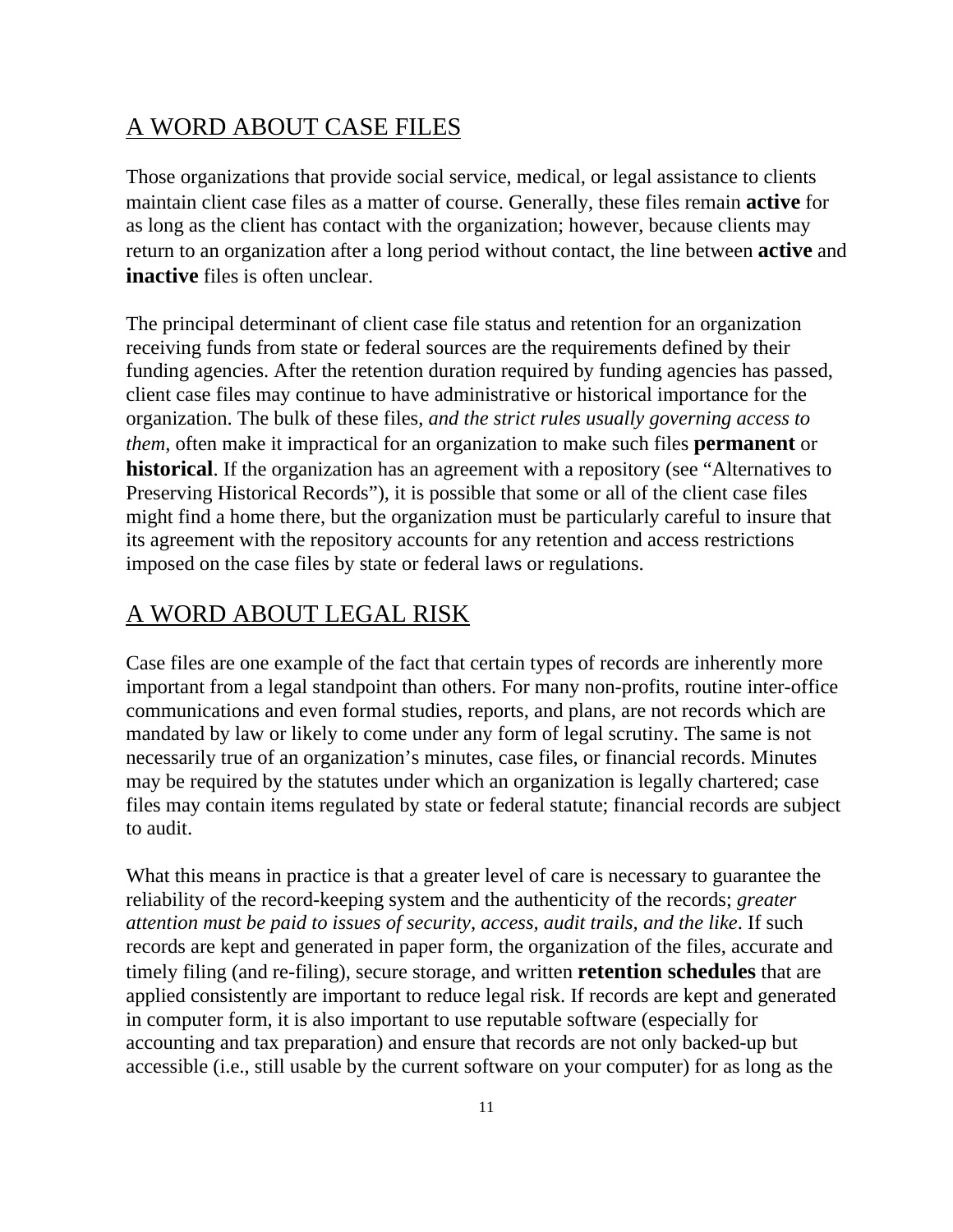## A WORD ABOUT CASE FILES

Those organizations that provide social service, medical, or legal assistance to clients maintain client case files as a matter of course. Generally, these files remain **active** for as long as the client has contact with the organization; however, because clients may return to an organization after a long period without contact, the line between **active** and **inactive** files is often unclear.

The principal determinant of client case file status and retention for an organization receiving funds from state or federal sources are the requirements defined by their funding agencies. After the retention duration required by funding agencies has passed, client case files may continue to have administrative or historical importance for the organization. The bulk of these files, *and the strict rules usually governing access to them*, often make it impractical for an organization to make such files **permanent** or **historical**. If the organization has an agreement with a repository (see "Alternatives to Preserving Historical Records"), it is possible that some or all of the client case files might find a home there, but the organization must be particularly careful to insure that its agreement with the repository accounts for any retention and access restrictions imposed on the case files by state or federal laws or regulations.

## A WORD ABOUT LEGAL RISK

Case files are one example of the fact that certain types of records are inherently more important from a legal standpoint than others. For many non-profits, routine inter-office communications and even formal studies, reports, and plans, are not records which are mandated by law or likely to come under any form of legal scrutiny. The same is not necessarily true of an organization's minutes, case files, or financial records. Minutes may be required by the statutes under which an organization is legally chartered; case files may contain items regulated by state or federal statute; financial records are subject to audit.

What this means in practice is that a greater level of care is necessary to guarantee the reliability of the record-keeping system and the authenticity of the records; *greater attention must be paid to issues of security, access, audit trails, and the like*. If such records are kept and generated in paper form, the organization of the files, accurate and timely filing (and re-filing), secure storage, and written **retention schedules** that are applied consistently are important to reduce legal risk. If records are kept and generated in computer form, it is also important to use reputable software (especially for accounting and tax preparation) and ensure that records are not only backed-up but accessible (i.e., still usable by the current software on your computer) for as long as the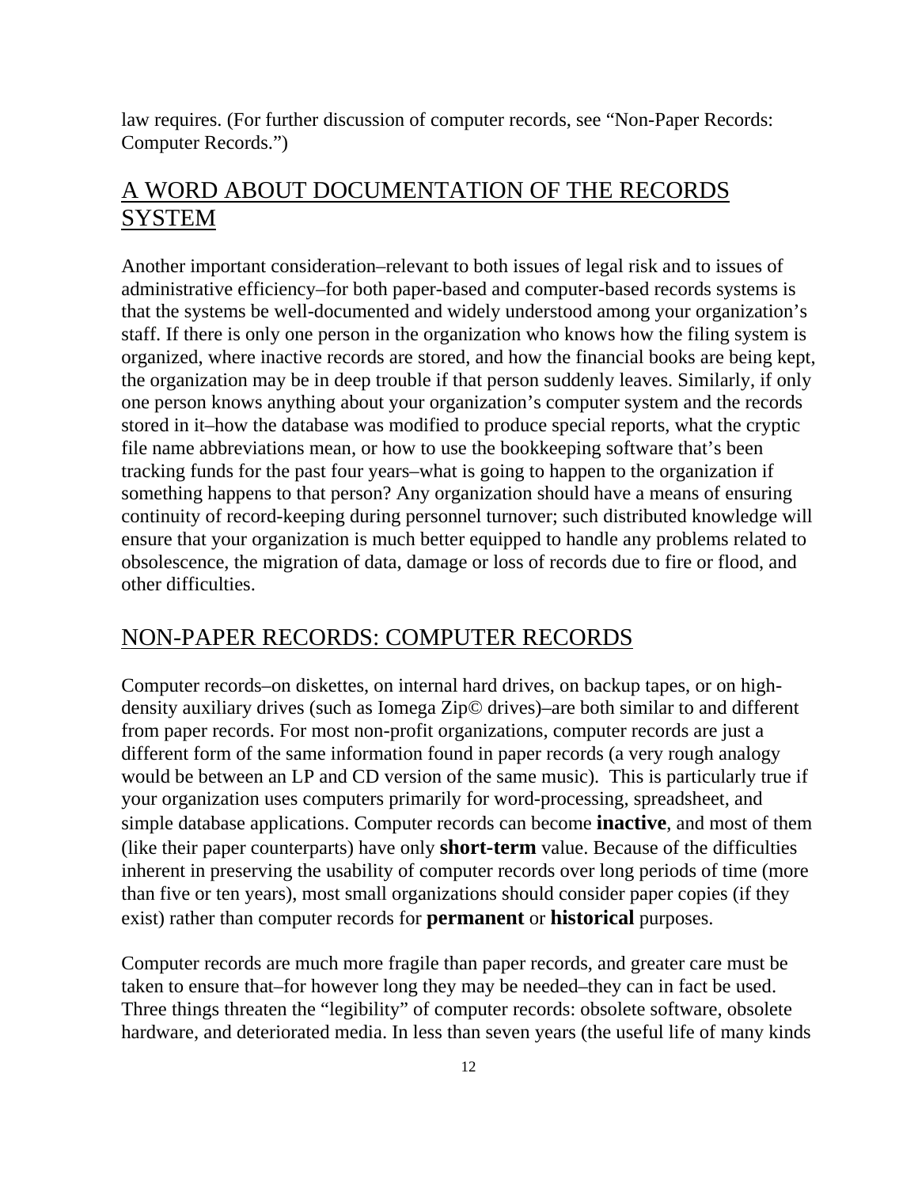law requires. (For further discussion of computer records, see "Non-Paper Records: Computer Records.")

## A WORD ABOUT DOCUMENTATION OF THE RECORDS SYSTEM

Another important consideration–relevant to both issues of legal risk and to issues of administrative efficiency–for both paper-based and computer-based records systems is that the systems be well-documented and widely understood among your organization's staff. If there is only one person in the organization who knows how the filing system is organized, where inactive records are stored, and how the financial books are being kept, the organization may be in deep trouble if that person suddenly leaves. Similarly, if only one person knows anything about your organization's computer system and the records stored in it–how the database was modified to produce special reports, what the cryptic file name abbreviations mean, or how to use the bookkeeping software that's been tracking funds for the past four years–what is going to happen to the organization if something happens to that person? Any organization should have a means of ensuring continuity of record-keeping during personnel turnover; such distributed knowledge will ensure that your organization is much better equipped to handle any problems related to obsolescence, the migration of data, damage or loss of records due to fire or flood, and other difficulties.

## NON-PAPER RECORDS: COMPUTER RECORDS

Computer records–on diskettes, on internal hard drives, on backup tapes, or on high-density auxiliary drives (such as Iomega Zip© drives)–are both similar to and different from paper records. For most non-profit organizations, computer records are just a different form of the same information found in paper records (a very rough analogy would be between an LP and CD version of the same music). This is particularly true if your organization uses computers primarily for word-processing, spreadsheet, and simple database applications. Computer records can become **inactive**, and most of them (like their paper counterparts) have only **short-term** value. Because of the difficulties inherent in preserving the usability of computer records over long periods of time (more than five or ten years), most small organizations should consider paper copies (if they exist) rather than computer records for **permanent** or **historical** purposes.

Computer records are much more fragile than paper records, and greater care must be taken to ensure that–for however long they may be needed–they can in fact be used. Three things threaten the "legibility" of computer records: obsolete software, obsolete hardware, and deteriorated media. In less than seven years (the useful life of many kinds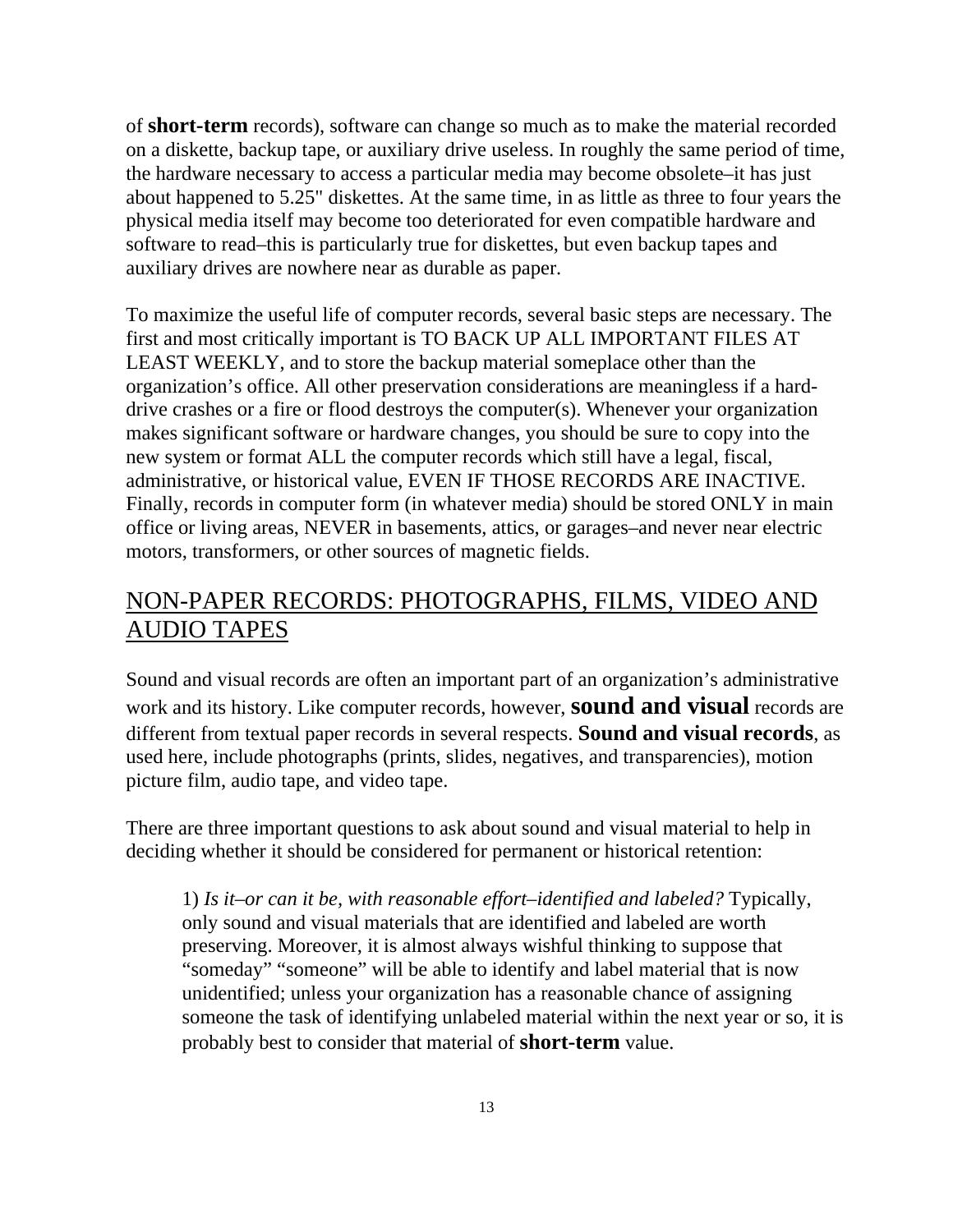of **short-term** records), software can change so much as to make the material recorded on a diskette, backup tape, or auxiliary drive useless. In roughly the same period of time, the hardware necessary to access a particular media may become obsolete–it has just about happened to 5.25" diskettes. At the same time, in as little as three to four years the physical media itself may become too deteriorated for even compatible hardware and software to read–this is particularly true for diskettes, but even backup tapes and auxiliary drives are nowhere near as durable as paper.

To maximize the useful life of computer records, several basic steps are necessary. The first and most critically important is TO BACK UP ALL IMPORTANT FILES AT LEAST WEEKLY, and to store the backup material someplace other than the organization's office. All other preservation considerations are meaningless if a hard-drive crashes or a fire or flood destroys the computer(s). Whenever your organization makes significant software or hardware changes, you should be sure to copy into the new system or format ALL the computer records which still have a legal, fiscal, administrative, or historical value, EVEN IF THOSE RECORDS ARE INACTIVE. Finally, records in computer form (in whatever media) should be stored ONLY in main office or living areas, NEVER in basements, attics, or garages–and never near electric motors, transformers, or other sources of magnetic fields.

## NON-PAPER RECORDS: PHOTOGRAPHS, FILMS, VIDEO AND AUDIO TAPES

Sound and visual records are often an important part of an organization's administrative work and its history. Like computer records, however, **sound and visual** records are different from textual paper records in several respects. **Sound and visual records**, as used here, include photographs (prints, slides, negatives, and transparencies), motion picture film, audio tape, and video tape.

There are three important questions to ask about sound and visual material to help in deciding whether it should be considered for permanent or historical retention:

> 1) *Is it–or can it be, with reasonable effort–identified and labeled?* Typically, only sound and visual materials that are identified and labeled are worth preserving. Moreover, it is almost always wishful thinking to suppose that "someday" "someone" will be able to identify and label material that is now unidentified; unless your organization has a reasonable chance of assigning someone the task of identifying unlabeled material within the next year or so, it is probably best to consider that material of **short-term** value.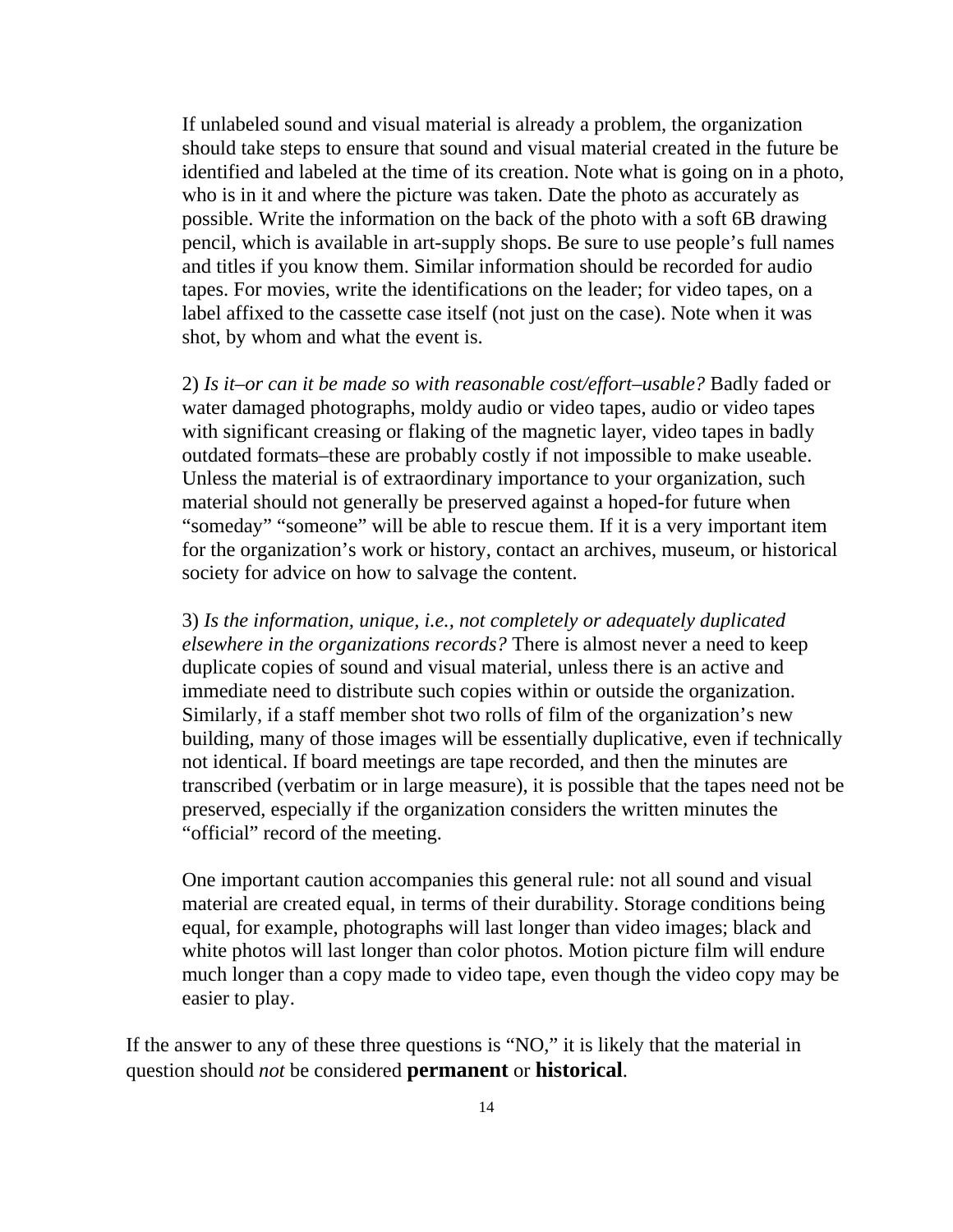If unlabeled sound and visual material is already a problem, the organization should take steps to ensure that sound and visual material created in the future be identified and labeled at the time of its creation. Note what is going on in a photo, who is in it and where the picture was taken. Date the photo as accurately as possible. Write the information on the back of the photo with a soft 6B drawing pencil, which is available in art-supply shops. Be sure to use people's full names and titles if you know them. Similar information should be recorded for audio tapes. For movies, write the identifications on the leader; for video tapes, on a label affixed to the cassette case itself (not just on the case). Note when it was shot, by whom and what the event is.

2) *Is it–or can it be made so with reasonable cost/effort–usable?* Badly faded or water damaged photographs, moldy audio or video tapes, audio or video tapes with significant creasing or flaking of the magnetic layer, video tapes in badly outdated formats–these are probably costly if not impossible to make useable. Unless the material is of extraordinary importance to your organization, such material should not generally be preserved against a hoped-for future when "someday" "someone" will be able to rescue them. If it is a very important item for the organization's work or history, contact an archives, museum, or historical society for advice on how to salvage the content.

3) *Is the information, unique, i.e., not completely or adequately duplicated elsewhere in the organizations records?* There is almost never a need to keep duplicate copies of sound and visual material, unless there is an active and immediate need to distribute such copies within or outside the organization. Similarly, if a staff member shot two rolls of film of the organization's new building, many of those images will be essentially duplicative, even if technically not identical. If board meetings are tape recorded, and then the minutes are transcribed (verbatim or in large measure), it is possible that the tapes need not be preserved, especially if the organization considers the written minutes the "official" record of the meeting.

One important caution accompanies this general rule: not all sound and visual material are created equal, in terms of their durability. Storage conditions being equal, for example, photographs will last longer than video images; black and white photos will last longer than color photos. Motion picture film will endure much longer than a copy made to video tape, even though the video copy may be easier to play.

If the answer to any of these three questions is "NO," it is likely that the material in question should *not* be considered **permanent** or **historical**.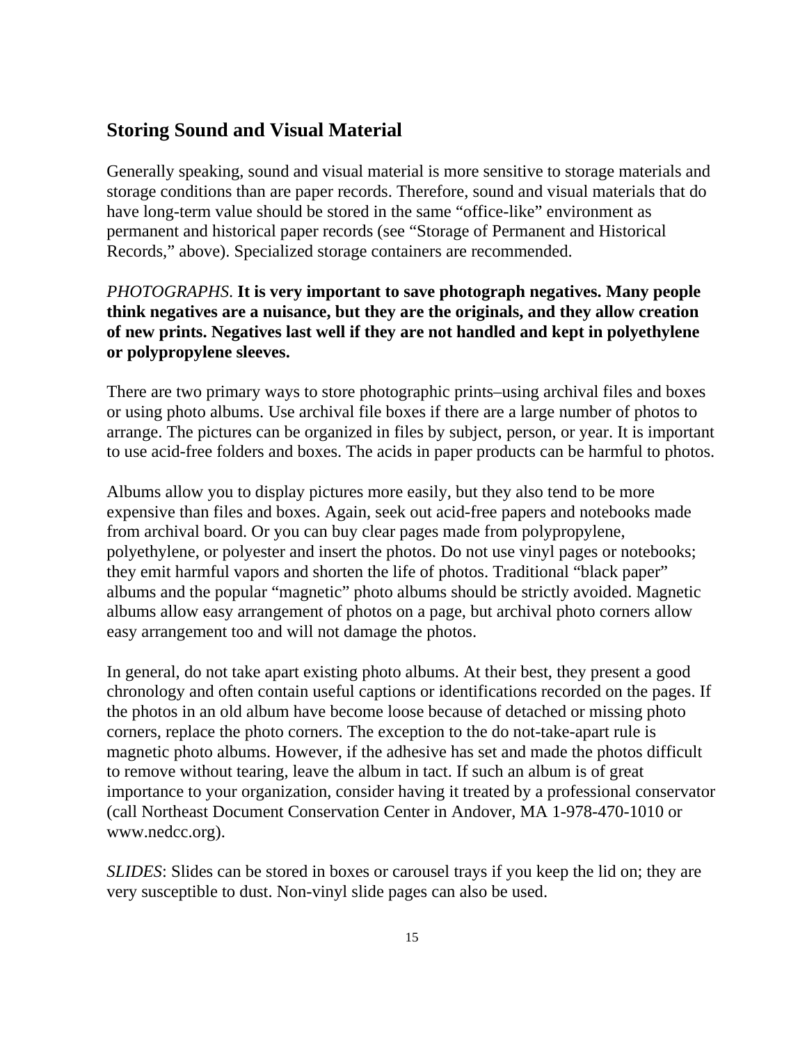## Storing Sound and Visual Material

Generally speaking, sound and visual material is more sensitive to storage materials and storage conditions than are paper records. Therefore, sound and visual materials that do have long-term value should be stored in the same "office-like" environment as permanent and historical paper records (see "Storage of Permanent and Historical Records," above). Specialized storage containers are recommended.

*PHOTOGRAPHS*. **It is very important to save photograph negatives. Many people think negatives are a nuisance, but they are the originals, and they allow creation of new prints. Negatives last well if they are not handled and kept in polyethylene or polypropylene sleeves.**

There are two primary ways to store photographic prints–using archival files and boxes or using photo albums. Use archival file boxes if there are a large number of photos to arrange. The pictures can be organized in files by subject, person, or year. It is important to use acid-free folders and boxes. The acids in paper products can be harmful to photos.

Albums allow you to display pictures more easily, but they also tend to be more expensive than files and boxes. Again, seek out acid-free papers and notebooks made from archival board. Or you can buy clear pages made from polypropylene, polyethylene, or polyester and insert the photos. Do not use vinyl pages or notebooks; they emit harmful vapors and shorten the life of photos. Traditional "black paper" albums and the popular "magnetic" photo albums should be strictly avoided. Magnetic albums allow easy arrangement of photos on a page, but archival photo corners allow easy arrangement too and will not damage the photos.

In general, do not take apart existing photo albums. At their best, they present a good chronology and often contain useful captions or identifications recorded on the pages. If the photos in an old album have become loose because of detached or missing photo corners, replace the photo corners. The exception to the do not-take-apart rule is magnetic photo albums. However, if the adhesive has set and made the photos difficult to remove without tearing, leave the album in tact. If such an album is of great importance to your organization, consider having it treated by a professional conservator (call Northeast Document Conservation Center in Andover, MA 1-978-470-1010 or www.nedcc.org).

*SLIDES*: Slides can be stored in boxes or carousel trays if you keep the lid on; they are very susceptible to dust. Non-vinyl slide pages can also be used.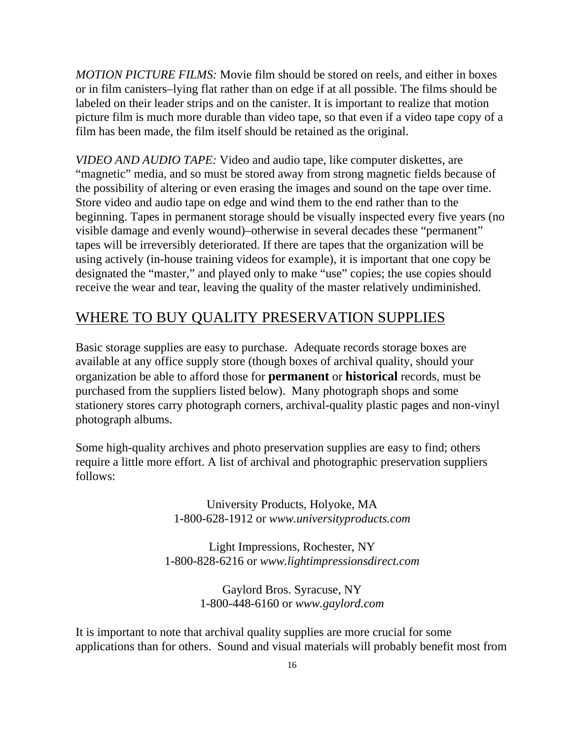*MOTION PICTURE FILMS:* Movie film should be stored on reels, and either in boxes or in film canisters–lying flat rather than on edge if at all possible. The films should be labeled on their leader strips and on the canister. It is important to realize that motion picture film is much more durable than video tape, so that even if a video tape copy of a film has been made, the film itself should be retained as the original.

*VIDEO AND AUDIO TAPE:* Video and audio tape, like computer diskettes, are "magnetic" media, and so must be stored away from strong magnetic fields because of the possibility of altering or even erasing the images and sound on the tape over time. Store video and audio tape on edge and wind them to the end rather than to the beginning. Tapes in permanent storage should be visually inspected every five years (no visible damage and evenly wound)–otherwise in several decades these "permanent" tapes will be irreversibly deteriorated. If there are tapes that the organization will be using actively (in-house training videos for example), it is important that one copy be designated the "master," and played only to make "use" copies; the use copies should receive the wear and tear, leaving the quality of the master relatively undiminished.

## WHERE TO BUY QUALITY PRESERVATION SUPPLIES

Basic storage supplies are easy to purchase. Adequate records storage boxes are available at any office supply store (though boxes of archival quality, should your organization be able to afford those for **permanent** or **historical** records, must be purchased from the suppliers listed below). Many photograph shops and some stationery stores carry photograph corners, archival-quality plastic pages and non-vinyl photograph albums.

Some high-quality archives and photo preservation supplies are easy to find; others require a little more effort. A list of archival and photographic preservation suppliers follows:

University Products, Holyoke, MA
1-800-628-1912 or *www.universityproducts.com*

Light Impressions, Rochester, NY
1-800-828-6216 or *www.lightimpressionsdirect.com*

Gaylord Bros. Syracuse, NY
1-800-448-6160 or *www.gaylord.com*

It is important to note that archival quality supplies are more crucial for some applications than for others. Sound and visual materials will probably benefit most from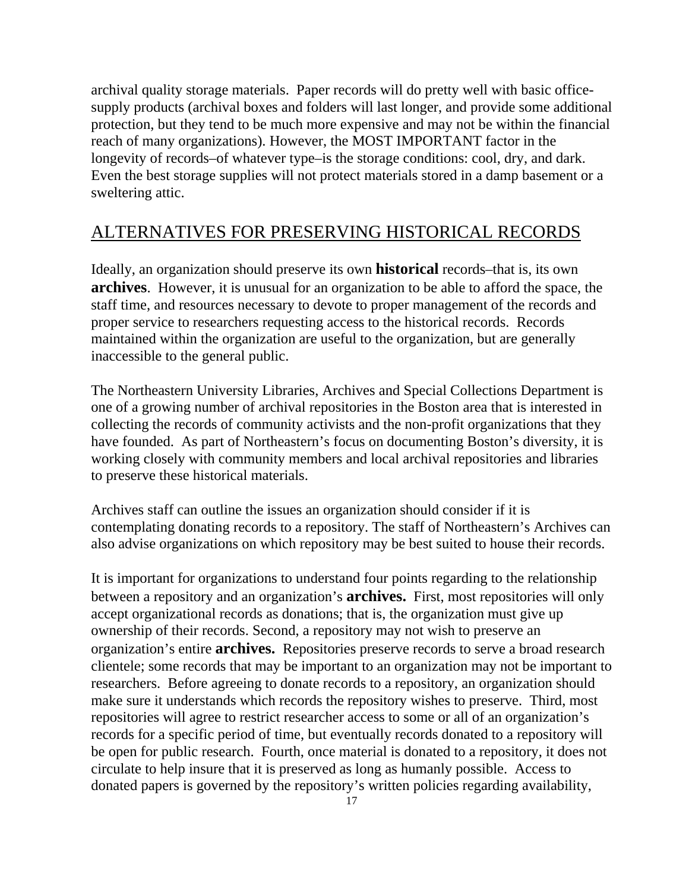archival quality storage materials. Paper records will do pretty well with basic office-supply products (archival boxes and folders will last longer, and provide some additional protection, but they tend to be much more expensive and may not be within the financial reach of many organizations). However, the MOST IMPORTANT factor in the longevity of records–of whatever type–is the storage conditions: cool, dry, and dark. Even the best storage supplies will not protect materials stored in a damp basement or a sweltering attic.

## ALTERNATIVES FOR PRESERVING HISTORICAL RECORDS

Ideally, an organization should preserve its own **historical** records–that is, its own **archives**. However, it is unusual for an organization to be able to afford the space, the staff time, and resources necessary to devote to proper management of the records and proper service to researchers requesting access to the historical records. Records maintained within the organization are useful to the organization, but are generally inaccessible to the general public.

The Northeastern University Libraries, Archives and Special Collections Department is one of a growing number of archival repositories in the Boston area that is interested in collecting the records of community activists and the non-profit organizations that they have founded. As part of Northeastern's focus on documenting Boston's diversity, it is working closely with community members and local archival repositories and libraries to preserve these historical materials.

Archives staff can outline the issues an organization should consider if it is contemplating donating records to a repository. The staff of Northeastern's Archives can also advise organizations on which repository may be best suited to house their records.

It is important for organizations to understand four points regarding to the relationship between a repository and an organization's **archives.** First, most repositories will only accept organizational records as donations; that is, the organization must give up ownership of their records. Second, a repository may not wish to preserve an organization's entire **archives.** Repositories preserve records to serve a broad research clientele; some records that may be important to an organization may not be important to researchers. Before agreeing to donate records to a repository, an organization should make sure it understands which records the repository wishes to preserve. Third, most repositories will agree to restrict researcher access to some or all of an organization's records for a specific period of time, but eventually records donated to a repository will be open for public research. Fourth, once material is donated to a repository, it does not circulate to help insure that it is preserved as long as humanly possible. Access to donated papers is governed by the repository's written policies regarding availability,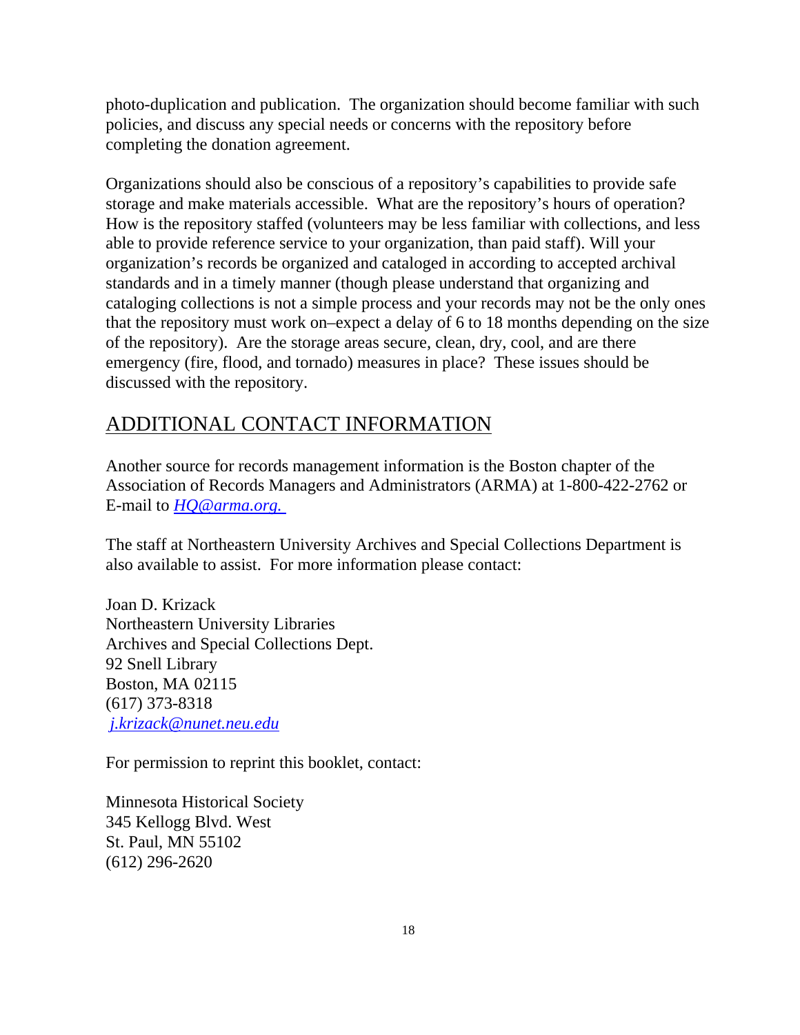photo-duplication and publication. The organization should become familiar with such policies, and discuss any special needs or concerns with the repository before completing the donation agreement.

Organizations should also be conscious of a repository's capabilities to provide safe storage and make materials accessible. What are the repository's hours of operation? How is the repository staffed (volunteers may be less familiar with collections, and less able to provide reference service to your organization, than paid staff). Will your organization's records be organized and cataloged in according to accepted archival standards and in a timely manner (though please understand that organizing and cataloging collections is not a simple process and your records may not be the only ones that the repository must work on–expect a delay of 6 to 18 months depending on the size of the repository). Are the storage areas secure, clean, dry, cool, and are there emergency (fire, flood, and tornado) measures in place? These issues should be discussed with the repository.

## ADDITIONAL CONTACT INFORMATION

Another source for records management information is the Boston chapter of the Association of Records Managers and Administrators (ARMA) at 1-800-422-2762 or E-mail to *HQ@arma.org.*

The staff at Northeastern University Archives and Special Collections Department is also available to assist. For more information please contact:

Joan D. Krizack  
Northeastern University Libraries  
Archives and Special Collections Dept.  
92 Snell Library  
Boston, MA 02115  
(617) 373-8318  
*j.krizack@nunet.neu.edu*

For permission to reprint this booklet, contact:

Minnesota Historical Society  
345 Kellogg Blvd. West  
St. Paul, MN 55102  
(612) 296-2620